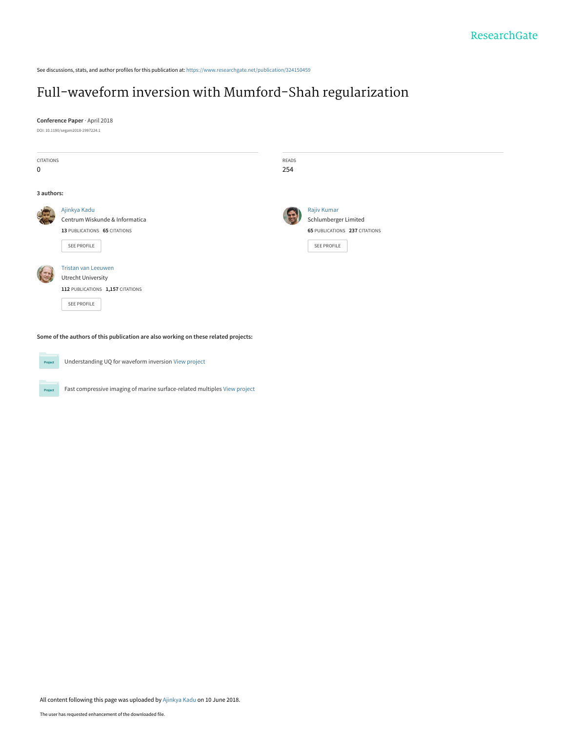ResearchGate

See discussions, stats, and author profiles for this publication at: https://www.researchgate.net/publication/324150459

# Full-waveform inversion with Mumford-Shah regularization

**Conference Paper** · April 2018

DOI: 10.1190/segam2018-2997224.1

| CITATIONS | READS |
| --- | --- |
| 0 | 254 |

**3 authors:**

Ajinkya Kadu
Centrum Wiskunde & Informatica
**13** PUBLICATIONS **65** CITATIONS

SEE PROFILE

Rajiv Kumar
Schlumberger Limited
**65** PUBLICATIONS **237** CITATIONS

SEE PROFILE

Tristan van Leeuwen
Utrecht University
**112** PUBLICATIONS **1,157** CITATIONS

SEE PROFILE

**Some of the authors of this publication are also working on these related projects:**

Project: Understanding UQ for waveform inversion View project

Project: Fast compressive imaging of marine surface-related multiples View project

All content following this page was uploaded by Ajinkya Kadu on 10 June 2018.

The user has requested enhancement of the downloaded file.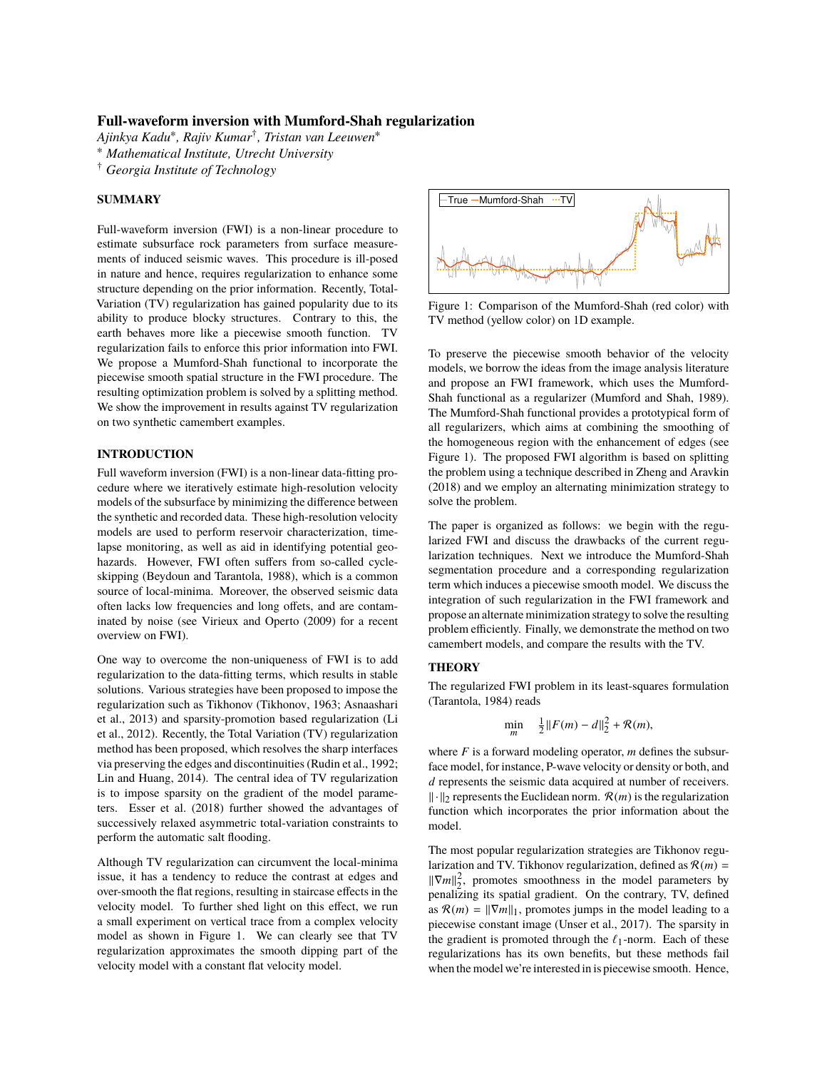# Full-waveform inversion with Mumford-Shah regularization

*Ajinkya Kadu\*, Rajiv Kumar†, Tristan van Leeuwen\**
\* *Mathematical Institute, Utrecht University*
† *Georgia Institute of Technology*

## SUMMARY

Full-waveform inversion (FWI) is a non-linear procedure to estimate subsurface rock parameters from surface measurements of induced seismic waves. This procedure is ill-posed in nature and hence, requires regularization to enhance some structure depending on the prior information. Recently, Total-Variation (TV) regularization has gained popularity due to its ability to produce blocky structures. Contrary to this, the earth behaves more like a piecewise smooth function. TV regularization fails to enforce this prior information into FWI. We propose a Mumford-Shah functional to incorporate the piecewise smooth spatial structure in the FWI procedure. The resulting optimization problem is solved by a splitting method. We show the improvement in results against TV regularization on two synthetic camembert examples.

## INTRODUCTION

Full waveform inversion (FWI) is a non-linear data-fitting procedure where we iteratively estimate high-resolution velocity models of the subsurface by minimizing the difference between the synthetic and recorded data. These high-resolution velocity models are used to perform reservoir characterization, time-lapse monitoring, as well as aid in identifying potential geohazards. However, FWI often suffers from so-called cycle-skipping (Beydoun and Tarantola, 1988), which is a common source of local-minima. Moreover, the observed seismic data often lacks low frequencies and long offets, and are contaminated by noise (see Virieux and Operto (2009) for a recent overview on FWI).

One way to overcome the non-uniqueness of FWI is to add regularization to the data-fitting terms, which results in stable solutions. Various strategies have been proposed to impose the regularization such as Tikhonov (Tikhonov, 1963; Asnaashari et al., 2013) and sparsity-promotion based regularization (Li et al., 2012). Recently, the Total Variation (TV) regularization method has been proposed, which resolves the sharp interfaces via preserving the edges and discontinuities (Rudin et al., 1992; Lin and Huang, 2014). The central idea of TV regularization is to impose sparsity on the gradient of the model parameters. Esser et al. (2018) further showed the advantages of successively relaxed asymmetric total-variation constraints to perform the automatic salt flooding.

Although TV regularization can circumvent the local-minima issue, it has a tendency to reduce the contrast at edges and over-smooth the flat regions, resulting in staircase effects in the velocity model. To further shed light on this effect, we run a small experiment on vertical trace from a complex velocity model as shown in Figure 1. We can clearly see that TV regularization approximates the smooth dipping part of the velocity model with a constant flat velocity model.

Figure 1: Comparison of the Mumford-Shah (red color) with TV method (yellow color) on 1D example.

To preserve the piecewise smooth behavior of the velocity models, we borrow the ideas from the image analysis literature and propose an FWI framework, which uses the Mumford-Shah functional as a regularizer (Mumford and Shah, 1989). The Mumford-Shah functional provides a prototypical form of all regularizers, which aims at combining the smoothing of the homogeneous region with the enhancement of edges (see Figure 1). The proposed FWI algorithm is based on splitting the problem using a technique described in Zheng and Aravkin (2018) and we employ an alternating minimization strategy to solve the problem.

The paper is organized as follows: we begin with the regularized FWI and discuss the drawbacks of the current regularization techniques. Next we introduce the Mumford-Shah segmentation procedure and a corresponding regularization term which induces a piecewise smooth model. We discuss the integration of such regularization in the FWI framework and propose an alternate minimization strategy to solve the resulting problem efficiently. Finally, we demonstrate the method on two camembert models, and compare the results with the TV.

## THEORY

The regularized FWI problem in its least-squares formulation (Tarantola, 1984) reads

$$\min_{m} \quad \tfrac{1}{2}\|F(m) - d\|_2^2 + \mathcal{R}(m),$$

where $F$ is a forward modeling operator, $m$ defines the subsurface model, for instance, P-wave velocity or density or both, and $d$ represents the seismic data acquired at number of receivers. $\|\cdot\|_2$ represents the Euclidean norm. $\mathcal{R}(m)$ is the regularization function which incorporates the prior information about the model.

The most popular regularization strategies are Tikhonov regularization and TV. Tikhonov regularization, defined as $\mathcal{R}(m) = \|\nabla m\|_2^2$, promotes smoothness in the model parameters by penalizing its spatial gradient. On the contrary, TV, defined as $\mathcal{R}(m) = \|\nabla m\|_1$, promotes jumps in the model leading to a piecewise constant image (Unser et al., 2017). The sparsity in the gradient is promoted through the $\ell_1$-norm. Each of these regularizations has its own benefits, but these methods fail when the model we're interested in is piecewise smooth. Hence,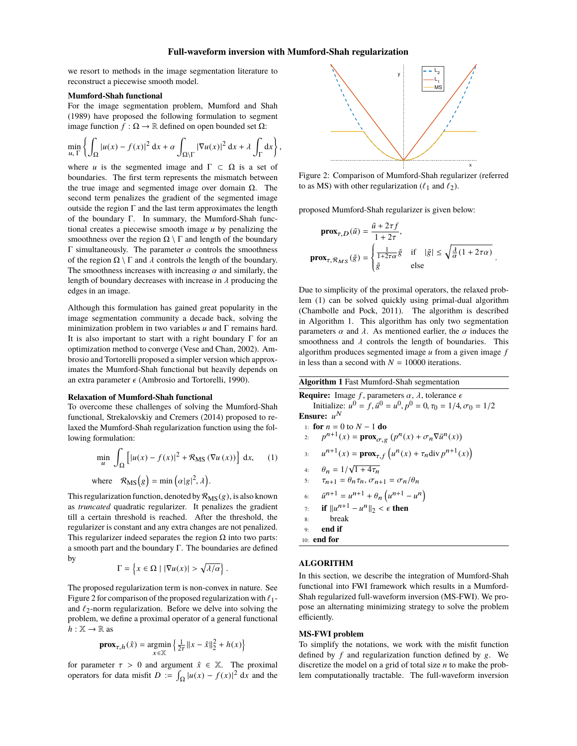we resort to methods in the image segmentation literature to reconstruct a piecewise smooth model.

### Mumford-Shah functional

For the image segmentation problem, Mumford and Shah (1989) have proposed the following formulation to segment image function $f : \Omega \to \mathbb{R}$ defined on open bounded set $\Omega$:

$$\min_{u, \Gamma} \left\{ \int_{\Omega} |u(x) - f(x)|^2 \, \mathrm{d}x + \alpha \int_{\Omega \setminus \Gamma} |\nabla u(x)|^2 \, \mathrm{d}x + \lambda \int_{\Gamma} \mathrm{d}x \right\},$$

where $u$ is the segmented image and $\Gamma \subset \Omega$ is a set of boundaries. The first term represents the mismatch between the true image and segmented image over domain $\Omega$. The second term penalizes the gradient of the segmented image outside the region $\Gamma$ and the last term approximates the length of the boundary $\Gamma$. In summary, the Mumford-Shah functional creates a piecewise smooth image $u$ by penalizing the smoothness over the region $\Omega \setminus \Gamma$ and length of the boundary $\Gamma$ simultaneously. The parameter $\alpha$ controls the smoothness of the region $\Omega \setminus \Gamma$ and $\lambda$ controls the length of the boundary. The smoothness increases with increasing $\alpha$ and similarly, the length of boundary decreases with increase in $\lambda$ producing the edges in an image.

Although this formulation has gained great popularity in the image segmentation community a decade back, solving the minimization problem in two variables $u$ and $\Gamma$ remains hard. It is also important to start with a right boundary $\Gamma$ for an optimization method to converge (Vese and Chan, 2002). Ambrosio and Tortorelli proposed a simpler version which approximates the Mumford-Shah functional but heavily depends on an extra parameter $\epsilon$ (Ambrosio and Tortorelli, 1990).

### Relaxation of Mumford-Shah functional

To overcome these challenges of solving the Mumford-Shah functional, Strekalovskiy and Cremers (2014) proposed to relaxed the Mumford-Shah regularization function using the following formulation:

$$\min_{u} \int_{\Omega} \left[ |u(x) - f(x)|^2 + \mathcal{R}_{\mathrm{MS}} \left( \nabla u(x) \right) \right] \, \mathrm{d}x, \qquad (1)$$

$$\text{where} \quad \mathcal{R}_{\mathrm{MS}}\left(g\right) = \min\left(\alpha |g|^2, \lambda\right).$$

This regularization function, denoted by $\mathcal{R}_{\mathrm{MS}}(g)$, is also known as *truncated* quadratic regularizer. It penalizes the gradient till a certain threshold is reached. After the threshold, the regularizer is constant and any extra changes are not penalized. This regularizer indeed separates the region $\Omega$ into two parts: a smooth part and the boundary $\Gamma$. The boundaries are defined by

$$\Gamma = \left\{ x \in \Omega \mid |\nabla u(x)| > \sqrt{\lambda / \alpha} \right\}.$$

The proposed regularization term is non-convex in nature. See Figure 2 for comparison of the proposed regularization with $\ell_1$- and $\ell_2$-norm regularization. Before we delve into solving the problem, we define a proximal operator of a general functional $h : \mathbb{X} \to \mathbb{R}$ as

$$\mathbf{prox}_{\tau, h}(\hat{x}) = \underset{x \in \mathbb{X}}{\operatorname{argmin}} \left\{ \tfrac{1}{2\tau} \|x - \hat{x}\|_2^2 + h(x) \right\}$$

for parameter $\tau > 0$ and argument $\hat{x} \in \mathbb{X}$. The proximal operators for data misfit $D := \int_{\Omega} |u(x) - f(x)|^2 \, \mathrm{d}x$ and the proposed Mumford-Shah regularizer is given below:

Figure 2: Comparison of Mumford-Shah regularizer (referred to as MS) with other regularization ($\ell_1$ and $\ell_2$).

$$\mathbf{prox}_{\tau, D}(\tilde{u}) = \frac{\tilde{u} + 2\tau f}{1 + 2\tau},$$

$$\mathbf{prox}_{\tau, \mathcal{R}_{MS}}(\tilde{g}) = \begin{cases} \frac{1}{1 + 2\tau\alpha} \tilde{g} & \text{if} \quad |\tilde{g}| \le \sqrt{\frac{\lambda}{\alpha}(1 + 2\tau\alpha)} \\ \tilde{g} & \text{else} \end{cases}.$$

Due to simplicity of the proximal operators, the relaxed problem (1) can be solved quickly using primal-dual algorithm (Chambolle and Pock, 2011). The algorithm is described in Algorithm 1. This algorithm has only two segmentation parameters $\alpha$ and $\lambda$. As mentioned earlier, the $\alpha$ induces the smoothness and $\lambda$ controls the length of boundaries. This algorithm produces segmented image $u$ from a given image $f$ in less than a second with $N = 10000$ iterations.

**Algorithm 1** Fast Mumford-Shah segmentation

**Require:** Image $f$, parameters $\alpha$, $\lambda$, tolerance $\epsilon$
  Initialize: $u^0 = f, \bar{u}^0 = u^0, p^0 = 0, \tau_0 = 1/4, \sigma_0 = 1/2$
**Ensure:** $u^N$
1: **for** $n = 0$ to $N - 1$ **do**
2: $\quad p^{n+1}(x) = \mathbf{prox}_{\sigma, g} \left( p^n(x) + \sigma_n \nabla \bar{u}^n(x) \right)$
3: $\quad u^{n+1}(x) = \mathbf{prox}_{\tau, f} \left( u^n(x) + \tau_n \mathrm{div}\, p^{n+1}(x) \right)$
4: $\quad \theta_n = 1/\sqrt{1 + 4\tau_n}$
5: $\quad \tau_{n+1} = \theta_n \tau_n, \sigma_{n+1} = \sigma_n / \theta_n$
6: $\quad \bar{u}^{n+1} = u^{n+1} + \theta_n \left( u^{n+1} - u^n \right)$
7: $\quad$ **if** $\|u^{n+1} - u^n\|_2 < \epsilon$ **then**
8: $\quad\quad$ break
9: $\quad$ **end if**
10: **end for**

## ALGORITHM

In this section, we describe the integration of Mumford-Shah functional into FWI framework which results in a Mumford-Shah regularized full-waveform inversion (MS-FWI). We propose an alternating minimizing strategy to solve the problem efficiently.

### MS-FWI problem

To simplify the notations, we work with the misfit function defined by $f$ and regularization function defined by $g$. We discretize the model on a grid of total size $n$ to make the problem computationally tractable. The full-waveform inversion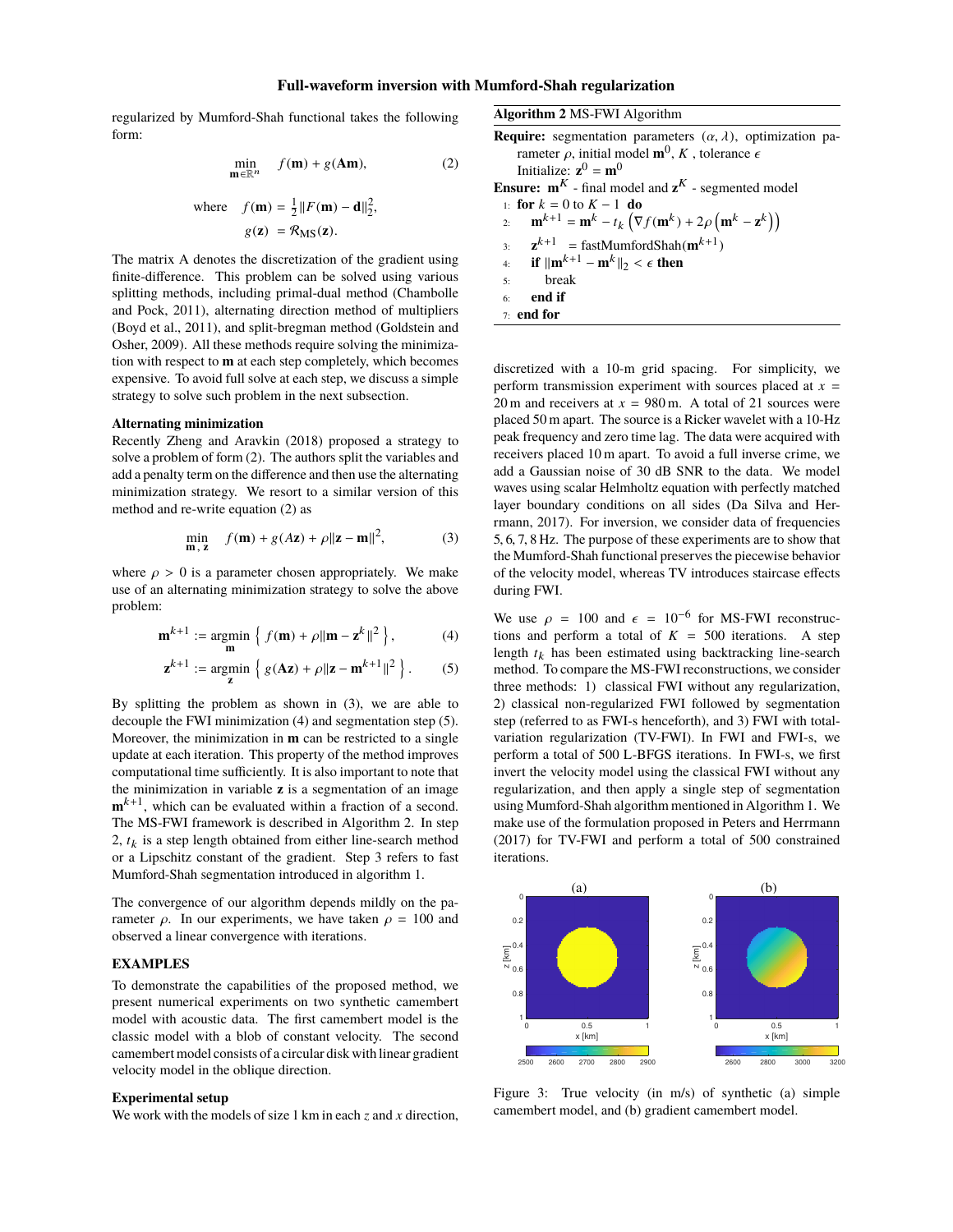regularized by Mumford-Shah functional takes the following form:

$$\min_{\mathbf{m}\in\mathbb{R}^n} \quad f(\mathbf{m}) + g(\mathbf{Am}), \tag{2}$$

$$\text{where} \quad f(\mathbf{m}) = \tfrac{1}{2}\|F(\mathbf{m}) - \mathbf{d}\|_2^2,$$
$$g(\mathbf{z}) = \mathcal{R}_{\text{MS}}(\mathbf{z}).$$

The matrix A denotes the discretization of the gradient using finite-difference. This problem can be solved using various splitting methods, including primal-dual method (Chambolle and Pock, 2011), alternating direction method of multipliers (Boyd et al., 2011), and split-bregman method (Goldstein and Osher, 2009). All these methods require solving the minimization with respect to $\mathbf{m}$ at each step completely, which becomes expensive. To avoid full solve at each step, we discuss a simple strategy to solve such problem in the next subsection.

### Alternating minimization

Recently Zheng and Aravkin (2018) proposed a strategy to solve a problem of form (2). The authors split the variables and add a penalty term on the difference and then use the alternating minimization strategy. We resort to a similar version of this method and re-write equation (2) as

$$\min_{\mathbf{m},\,\mathbf{z}} \quad f(\mathbf{m}) + g(A\mathbf{z}) + \rho\|\mathbf{z} - \mathbf{m}\|^2, \tag{3}$$

where $\rho > 0$ is a parameter chosen appropriately. We make use of an alternating minimization strategy to solve the above problem:

$$\mathbf{m}^{k+1} := \operatorname*{argmin}_{\mathbf{m}} \left\{ f(\mathbf{m}) + \rho\|\mathbf{m} - \mathbf{z}^k\|^2 \right\}, \tag{4}$$

$$\mathbf{z}^{k+1} := \operatorname*{argmin}_{\mathbf{z}} \left\{ g(A\mathbf{z}) + \rho\|\mathbf{z} - \mathbf{m}^{k+1}\|^2 \right\}. \tag{5}$$

By splitting the problem as shown in (3), we are able to decouple the FWI minimization (4) and segmentation step (5). Moreover, the minimization in $\mathbf{m}$ can be restricted to a single update at each iteration. This property of the method improves computational time sufficiently. It is also important to note that the minimization in variable $\mathbf{z}$ is a segmentation of an image $\mathbf{m}^{k+1}$, which can be evaluated within a fraction of a second. The MS-FWI framework is described in Algorithm 2. In step 2, $t_k$ is a step length obtained from either line-search method or a Lipschitz constant of the gradient. Step 3 refers to fast Mumford-Shah segmentation introduced in algorithm 1.

The convergence of our algorithm depends mildly on the parameter $\rho$. In our experiments, we have taken $\rho = 100$ and observed a linear convergence with iterations.

**Algorithm 2** MS-FWI Algorithm

**Require:** segmentation parameters $(\alpha, \lambda)$, optimization parameter $\rho$, initial model $\mathbf{m}^0$, $K$ , tolerance $\epsilon$
 Initialize: $\mathbf{z}^0 = \mathbf{m}^0$
**Ensure:** $\mathbf{m}^K$ - final model and $\mathbf{z}^K$ - segmented model

```
1: for k = 0 to K − 1 do
2:     m^{k+1} = m^k − t_k (∇f(m^k) + 2ρ(m^k − z^k))
3:     z^{k+1} = fastMumfordShah(m^{k+1})
4:     if ||m^{k+1} − m^k||_2 < ε then
5:         break
6:     end if
7: end for
```

## EXAMPLES

To demonstrate the capabilities of the proposed method, we present numerical experiments on two synthetic camembert model with acoustic data. The first camembert model is the classic model with a blob of constant velocity. The second camembert model consists of a circular disk with linear gradient velocity model in the oblique direction.

### Experimental setup

We work with the models of size 1 km in each $z$ and $x$ direction, discretized with a 10-m grid spacing. For simplicity, we perform transmission experiment with sources placed at $x = 20$ m and receivers at $x = 980$ m. A total of 21 sources were placed 50 m apart. The source is a Ricker wavelet with a 10-Hz peak frequency and zero time lag. The data were acquired with receivers placed 10 m apart. To avoid a full inverse crime, we add a Gaussian noise of 30 dB SNR to the data. We model waves using scalar Helmholtz equation with perfectly matched layer boundary conditions on all sides (Da Silva and Herrmann, 2017). For inversion, we consider data of frequencies 5, 6, 7, 8 Hz. The purpose of these experiments are to show that the Mumford-Shah functional preserves the piecewise behavior of the velocity model, whereas TV introduces staircase effects during FWI.

We use $\rho = 100$ and $\epsilon = 10^{-6}$ for MS-FWI reconstructions and perform a total of $K = 500$ iterations. A step length $t_k$ has been estimated using backtracking line-search method. To compare the MS-FWI reconstructions, we consider three methods: 1) classical FWI without any regularization, 2) classical non-regularized FWI followed by segmentation step (referred to as FWI-s henceforth), and 3) FWI with total-variation regularization (TV-FWI). In FWI and FWI-s, we perform a total of 500 L-BFGS iterations. In FWI-s, we first invert the velocity model using the classical FWI without any regularization, and then apply a single step of segmentation using Mumford-Shah algorithm mentioned in Algorithm 1. We make use of the formulation proposed in Peters and Herrmann (2017) for TV-FWI and perform a total of 500 constrained iterations.

Figure 3: True velocity (in m/s) of synthetic (a) simple camembert model, and (b) gradient camembert model.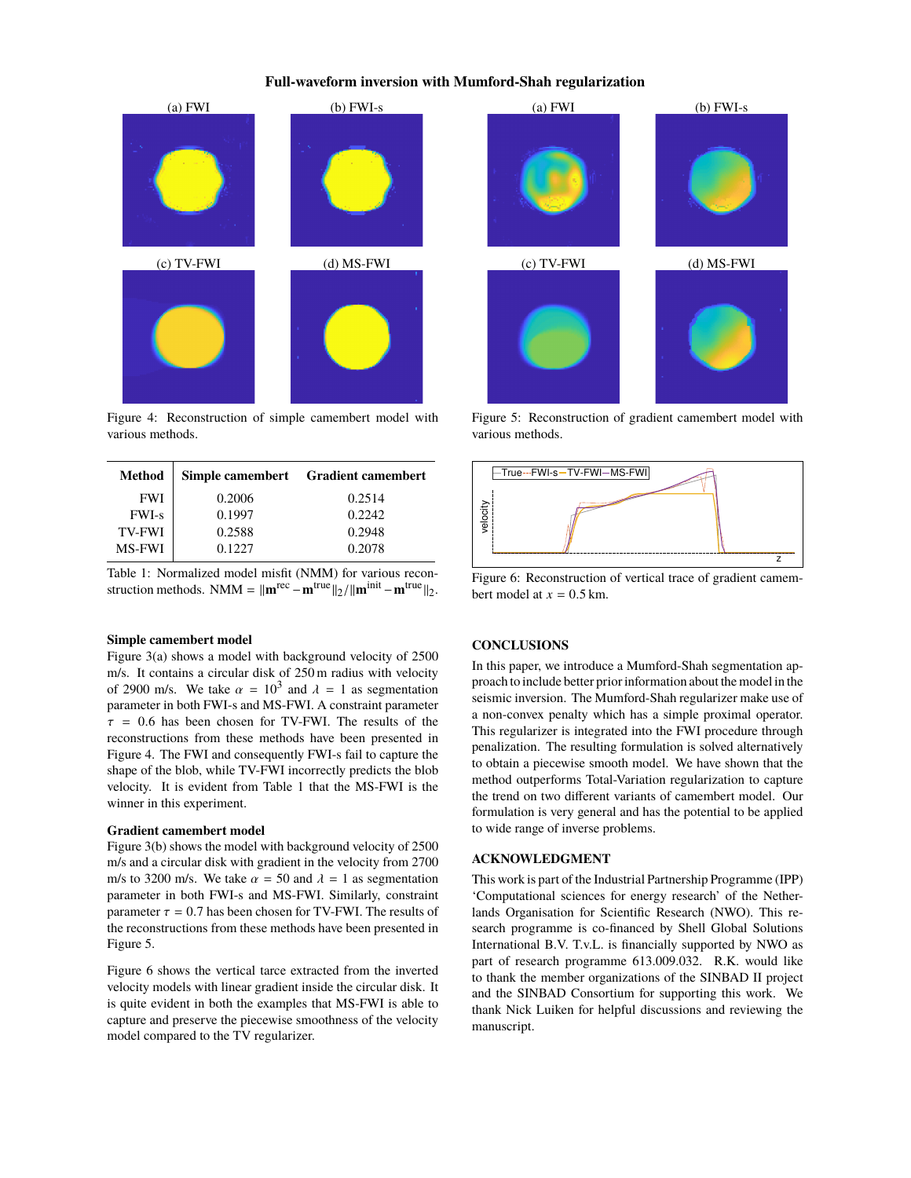Figure 4: Reconstruction of simple camembert model with various methods.

Figure 5: Reconstruction of gradient camembert model with various methods.

Figure 6: Reconstruction of vertical trace of gradient camembert model at $x = 0.5$ km.

| Method | Simple camembert | Gradient camembert |
|---|---|---|
| FWI | 0.2006 | 0.2514 |
| FWI-s | 0.1997 | 0.2242 |
| TV-FWI | 0.2588 | 0.2948 |
| MS-FWI | 0.1227 | 0.2078 |

Table 1: Normalized model misfit (NMM) for various reconstruction methods. NMM = $\|\mathbf{m}^{\text{rec}} - \mathbf{m}^{\text{true}}\|_2 / \|\mathbf{m}^{\text{init}} - \mathbf{m}^{\text{true}}\|_2$.

### Simple camembert model

Figure 3(a) shows a model with background velocity of 2500 m/s. It contains a circular disk of 250 m radius with velocity of 2900 m/s. We take $\alpha = 10^3$ and $\lambda = 1$ as segmentation parameter in both FWI-s and MS-FWI. A constraint parameter $\tau = 0.6$ has been chosen for TV-FWI. The results of the reconstructions from these methods have been presented in Figure 4. The FWI and consequently FWI-s fail to capture the shape of the blob, while TV-FWI incorrectly predicts the blob velocity. It is evident from Table 1 that the MS-FWI is the winner in this experiment.

### Gradient camembert model

Figure 3(b) shows the model with background velocity of 2500 m/s and a circular disk with gradient in the velocity from 2700 m/s to 3200 m/s. We take $\alpha = 50$ and $\lambda = 1$ as segmentation parameter in both FWI-s and MS-FWI. Similarly, constraint parameter $\tau = 0.7$ has been chosen for TV-FWI. The results of the reconstructions from these methods have been presented in Figure 5.

Figure 6 shows the vertical tarce extracted from the inverted velocity models with linear gradient inside the circular disk. It is quite evident in both the examples that MS-FWI is able to capture and preserve the piecewise smoothness of the velocity model compared to the TV regularizer.

## CONCLUSIONS

In this paper, we introduce a Mumford-Shah segmentation approach to include better prior information about the model in the seismic inversion. The Mumford-Shah regularizer make use of a non-convex penalty which has a simple proximal operator. This regularizer is integrated into the FWI procedure through penalization. The resulting formulation is solved alternatively to obtain a piecewise smooth model. We have shown that the method outperforms Total-Variation regularization to capture the trend on two different variants of camembert model. Our formulation is very general and has the potential to be applied to wide range of inverse problems.

## ACKNOWLEDGMENT

This work is part of the Industrial Partnership Programme (IPP) 'Computational sciences for energy research' of the Netherlands Organisation for Scientific Research (NWO). This research programme is co-financed by Shell Global Solutions International B.V. T.v.L. is financially supported by NWO as part of research programme 613.009.032. R.K. would like to thank the member organizations of the SINBAD II project and the SINBAD Consortium for supporting this work. We thank Nick Luiken for helpful discussions and reviewing the manuscript.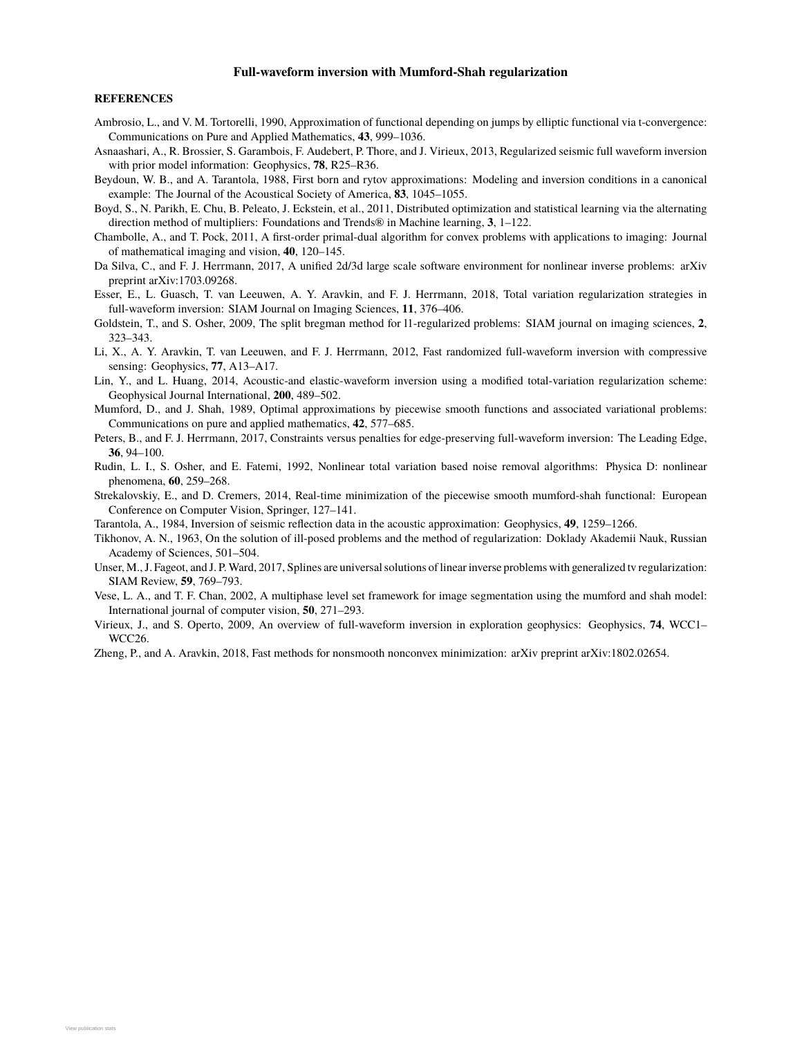## REFERENCES

Ambrosio, L., and V. M. Tortorelli, 1990, Approximation of functional depending on jumps by elliptic functional via t-convergence: Communications on Pure and Applied Mathematics, **43**, 999–1036.

Asnaashari, A., R. Brossier, S. Garambois, F. Audebert, P. Thore, and J. Virieux, 2013, Regularized seismic full waveform inversion with prior model information: Geophysics, **78**, R25–R36.

Beydoun, W. B., and A. Tarantola, 1988, First born and rytov approximations: Modeling and inversion conditions in a canonical example: The Journal of the Acoustical Society of America, **83**, 1045–1055.

Boyd, S., N. Parikh, E. Chu, B. Peleato, J. Eckstein, et al., 2011, Distributed optimization and statistical learning via the alternating direction method of multipliers: Foundations and Trends® in Machine learning, **3**, 1–122.

Chambolle, A., and T. Pock, 2011, A first-order primal-dual algorithm for convex problems with applications to imaging: Journal of mathematical imaging and vision, **40**, 120–145.

Da Silva, C., and F. J. Herrmann, 2017, A unified 2d/3d large scale software environment for nonlinear inverse problems: arXiv preprint arXiv:1703.09268.

Esser, E., L. Guasch, T. van Leeuwen, A. Y. Aravkin, and F. J. Herrmann, 2018, Total variation regularization strategies in full-waveform inversion: SIAM Journal on Imaging Sciences, **11**, 376–406.

Goldstein, T., and S. Osher, 2009, The split bregman method for l1-regularized problems: SIAM journal on imaging sciences, **2**, 323–343.

Li, X., A. Y. Aravkin, T. van Leeuwen, and F. J. Herrmann, 2012, Fast randomized full-waveform inversion with compressive sensing: Geophysics, **77**, A13–A17.

Lin, Y., and L. Huang, 2014, Acoustic-and elastic-waveform inversion using a modified total-variation regularization scheme: Geophysical Journal International, **200**, 489–502.

Mumford, D., and J. Shah, 1989, Optimal approximations by piecewise smooth functions and associated variational problems: Communications on pure and applied mathematics, **42**, 577–685.

Peters, B., and F. J. Herrmann, 2017, Constraints versus penalties for edge-preserving full-waveform inversion: The Leading Edge, **36**, 94–100.

Rudin, L. I., S. Osher, and E. Fatemi, 1992, Nonlinear total variation based noise removal algorithms: Physica D: nonlinear phenomena, **60**, 259–268.

Strekalovskiy, E., and D. Cremers, 2014, Real-time minimization of the piecewise smooth mumford-shah functional: European Conference on Computer Vision, Springer, 127–141.

Tarantola, A., 1984, Inversion of seismic reflection data in the acoustic approximation: Geophysics, **49**, 1259–1266.

Tikhonov, A. N., 1963, On the solution of ill-posed problems and the method of regularization: Doklady Akademii Nauk, Russian Academy of Sciences, 501–504.

Unser, M., J. Fageot, and J. P. Ward, 2017, Splines are universal solutions of linear inverse problems with generalized tv regularization: SIAM Review, **59**, 769–793.

Vese, L. A., and T. F. Chan, 2002, A multiphase level set framework for image segmentation using the mumford and shah model: International journal of computer vision, **50**, 271–293.

Virieux, J., and S. Operto, 2009, An overview of full-waveform inversion in exploration geophysics: Geophysics, **74**, WCC1–WCC26.

Zheng, P., and A. Aravkin, 2018, Fast methods for nonsmooth nonconvex minimization: arXiv preprint arXiv:1802.02654.